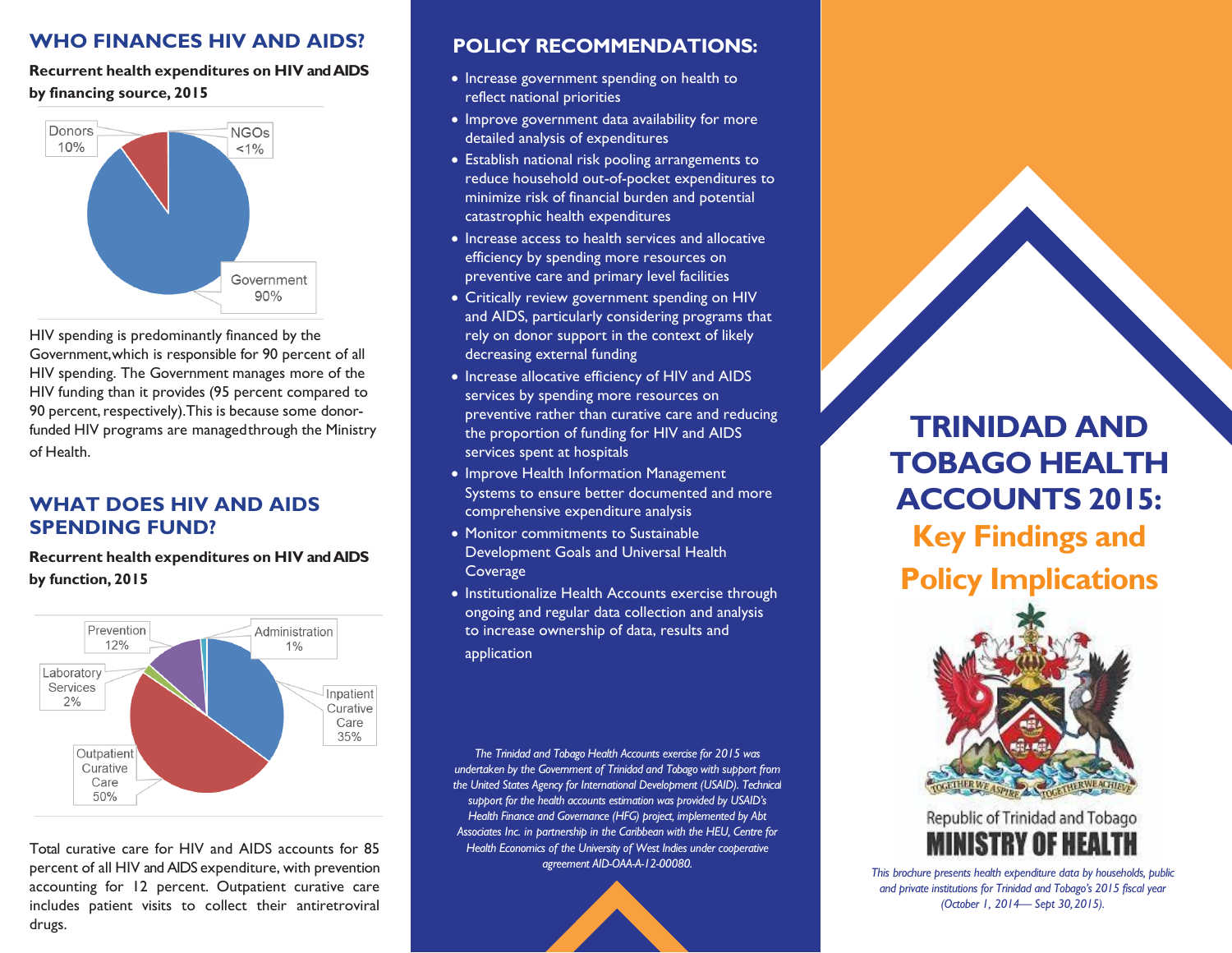## WHO FINANCES HIV AND AIDS?

**Recurrent health expenditures on HIV and AIDS by financing source, 2015**

Donors 10%
NGOs <1%
Government 90%

HIV spending is predominantly financed by the Government,which is responsible for 90 percent of all HIV spending. The Government manages more of the HIV funding than it provides (95 percent compared to 90 percent, respectively).This is because some donor-funded HIV programs are managedthrough the Ministry of Health.

## WHAT DOES HIV AND AIDS SPENDING FUND?

**Recurrent health expenditures on HIV and AIDS by function, 2015**

Prevention 12%
Administration 1%
Laboratory Services 2%
Inpatient Curative Care 35%
Outpatient Curative Care 50%

Total curative care for HIV and AIDS accounts for 85 percent of all HIV and AIDS expenditure, with prevention accounting for 12 percent. Outpatient curative care includes patient visits to collect their antiretroviral drugs.

## POLICY RECOMMENDATIONS:

- Increase government spending on health to reflect national priorities
- Improve government data availability for more detailed analysis of expenditures
- Establish national risk pooling arrangements to reduce household out-of-pocket expenditures to minimize risk of financial burden and potential catastrophic health expenditures
- Increase access to health services and allocative efficiency by spending more resources on preventive care and primary level facilities
- Critically review government spending on HIV and AIDS, particularly considering programs that rely on donor support in the context of likely decreasing external funding
- Increase allocative efficiency of HIV and AIDS services by spending more resources on preventive rather than curative care and reducing the proportion of funding for HIV and AIDS services spent at hospitals
- Improve Health Information Management Systems to ensure better documented and more comprehensive expenditure analysis
- Monitor commitments to Sustainable Development Goals and Universal Health Coverage
- Institutionalize Health Accounts exercise through ongoing and regular data collection and analysis to increase ownership of data, results and application

*The Trinidad and Tobago Health Accounts exercise for 2015 was undertaken by the Government of Trinidad and Tobago with support from the United States Agency for International Development (USAID). Technical support for the health accounts estimation was provided by USAID's Health Finance and Governance (HFG) project, implemented by Abt Associates Inc. in partnership in the Caribbean with the HEU, Centre for Health Economics of the University of West Indies under cooperative agreement AID-OAA-A-12-00080.*

# TRINIDAD AND TOBAGO HEALTH ACCOUNTS 2015: Key Findings and Policy Implications

TOGETHER WE ASPIRE TOGETHER WE ACHIEVE

Republic of Trinidad and Tobago
**MINISTRY OF HEALTH**

*This brochure presents health expenditure data by households, public and private institutions for Trinidad and Tobago's 2015 fiscal year (October 1, 2014— Sept 30, 2015).*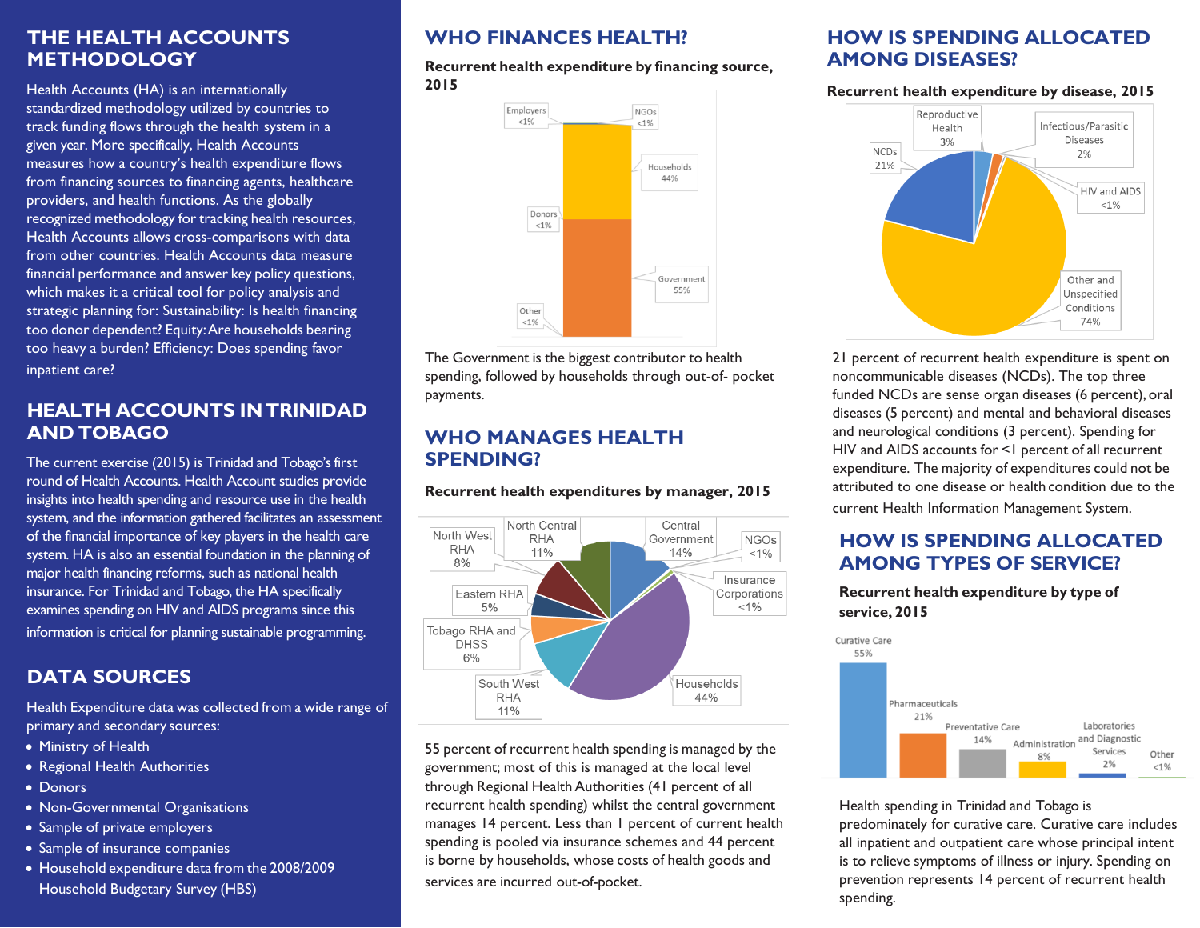## THE HEALTH ACCOUNTS METHODOLOGY

Health Accounts (HA) is an internationally standardized methodology utilized by countries to track funding flows through the health system in a given year. More specifically, Health Accounts measures how a country's health expenditure flows from financing sources to financing agents, healthcare providers, and health functions. As the globally recognized methodology for tracking health resources, Health Accounts allows cross-comparisons with data from other countries. Health Accounts data measure financial performance and answer key policy questions, which makes it a critical tool for policy analysis and strategic planning for: Sustainability: Is health financing too donor dependent? Equity: Are households bearing too heavy a burden? Efficiency: Does spending favor inpatient care?

## HEALTH ACCOUNTS IN TRINIDAD AND TOBAGO

The current exercise (2015) is Trinidad and Tobago's first round of Health Accounts. Health Account studies provide insights into health spending and resource use in the health system, and the information gathered facilitates an assessment of the financial importance of key players in the health care system. HA is also an essential foundation in the planning of major health financing reforms, such as national health insurance. For Trinidad and Tobago, the HA specifically examines spending on HIV and AIDS programs since this information is critical for planning sustainable programming.

## DATA SOURCES

Health Expenditure data was collected from a wide range of primary and secondary sources:

- Ministry of Health
- Regional Health Authorities
- Donors
- Non-Governmental Organisations
- Sample of private employers
- Sample of insurance companies
- Household expenditure data from the 2008/2009 Household Budgetary Survey (HBS)

## WHO FINANCES HEALTH?

**Recurrent health expenditure by financing source, 2015**

Employers <1%
NGOs <1%
Households 44%
Donors <1%
Government 55%
Other <1%

The Government is the biggest contributor to health spending, followed by households through out-of- pocket payments.

## WHO MANAGES HEALTH SPENDING?

**Recurrent health expenditures by manager, 2015**

North West RHA 8%
North Central RHA 11%
Central Government 14%
NGOs <1%
Insurance Corporations <1%
Eastern RHA 5%
Tobago RHA and DHSS 6%
South West RHA 11%
Households 44%

55 percent of recurrent health spending is managed by the government; most of this is managed at the local level through Regional Health Authorities (41 percent of all recurrent health spending) whilst the central government manages 14 percent. Less than 1 percent of current health spending is pooled via insurance schemes and 44 percent is borne by households, whose costs of health goods and services are incurred out-of-pocket.

## HOW IS SPENDING ALLOCATED AMONG DISEASES?

**Recurrent health expenditure by disease, 2015**

Reproductive Health 3%
Infectious/Parasitic Diseases 2%
NCDs 21%
HIV and AIDS <1%
Other and Unspecified Conditions 74%

21 percent of recurrent health expenditure is spent on noncommunicable diseases (NCDs). The top three funded NCDs are sense organ diseases (6 percent), oral diseases (5 percent) and mental and behavioral diseases and neurological conditions (3 percent). Spending for HIV and AIDS accounts for <1 percent of all recurrent expenditure. The majority of expenditures could not be attributed to one disease or health condition due to the current Health Information Management System.

## HOW IS SPENDING ALLOCATED AMONG TYPES OF SERVICE?

**Recurrent health expenditure by type of service, 2015**

Curative Care 55%
Pharmaceuticals 21%
Preventative Care 14%
Administration 8%
Laboratories and Diagnostic Services 2%
Other <1%

Health spending in Trinidad and Tobago is predominately for curative care. Curative care includes all inpatient and outpatient care whose principal intent is to relieve symptoms of illness or injury. Spending on prevention represents 14 percent of recurrent health spending.